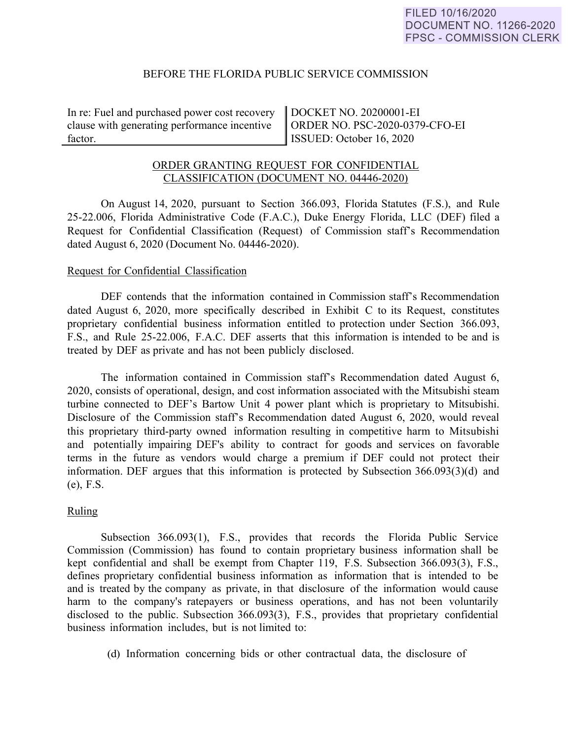FILED 10/16/2020
DOCUMENT NO. 11266-2020
FPSC - COMMISSION CLERK

BEFORE THE FLORIDA PUBLIC SERVICE COMMISSION

| In re: Fuel and purchased power cost recovery clause with generating performance incentive factor. | DOCKET NO. 20200001-EI<br>ORDER NO. PSC-2020-0379-CFO-EI<br>ISSUED: October 16, 2020 |
|---|---|

ORDER GRANTING REQUEST FOR CONFIDENTIAL CLASSIFICATION (DOCUMENT NO. 04446-2020)

On August 14, 2020, pursuant to Section 366.093, Florida Statutes (F.S.), and Rule 25-22.006, Florida Administrative Code (F.A.C.), Duke Energy Florida, LLC (DEF) filed a Request for Confidential Classification (Request) of Commission staff's Recommendation dated August 6, 2020 (Document No. 04446-2020).

Request for Confidential Classification

DEF contends that the information contained in Commission staff's Recommendation dated August 6, 2020, more specifically described in Exhibit C to its Request, constitutes proprietary confidential business information entitled to protection under Section 366.093, F.S., and Rule 25-22.006, F.A.C. DEF asserts that this information is intended to be and is treated by DEF as private and has not been publicly disclosed.

The information contained in Commission staff's Recommendation dated August 6, 2020, consists of operational, design, and cost information associated with the Mitsubishi steam turbine connected to DEF's Bartow Unit 4 power plant which is proprietary to Mitsubishi. Disclosure of the Commission staff's Recommendation dated August 6, 2020, would reveal this proprietary third-party owned information resulting in competitive harm to Mitsubishi and potentially impairing DEF's ability to contract for goods and services on favorable terms in the future as vendors would charge a premium if DEF could not protect their information. DEF argues that this information is protected by Subsection 366.093(3)(d) and (e), F.S.

Ruling

Subsection 366.093(1), F.S., provides that records the Florida Public Service Commission (Commission) has found to contain proprietary business information shall be kept confidential and shall be exempt from Chapter 119, F.S. Subsection 366.093(3), F.S., defines proprietary confidential business information as information that is intended to be and is treated by the company as private, in that disclosure of the information would cause harm to the company's ratepayers or business operations, and has not been voluntarily disclosed to the public. Subsection 366.093(3), F.S., provides that proprietary confidential business information includes, but is not limited to:

(d) Information concerning bids or other contractual data, the disclosure of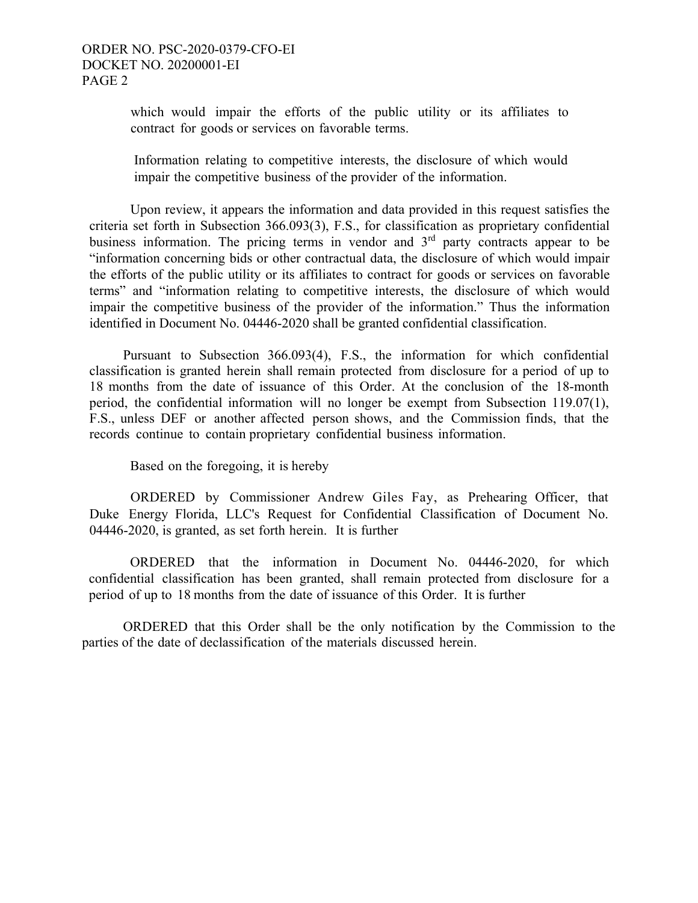which would impair the efforts of the public utility or its affiliates to contract for goods or services on favorable terms.

Information relating to competitive interests, the disclosure of which would impair the competitive business of the provider of the information.

Upon review, it appears the information and data provided in this request satisfies the criteria set forth in Subsection 366.093(3), F.S., for classification as proprietary confidential business information. The pricing terms in vendor and 3rd party contracts appear to be "information concerning bids or other contractual data, the disclosure of which would impair the efforts of the public utility or its affiliates to contract for goods or services on favorable terms" and "information relating to competitive interests, the disclosure of which would impair the competitive business of the provider of the information." Thus the information identified in Document No. 04446-2020 shall be granted confidential classification.

Pursuant to Subsection 366.093(4), F.S., the information for which confidential classification is granted herein shall remain protected from disclosure for a period of up to 18 months from the date of issuance of this Order. At the conclusion of the 18-month period, the confidential information will no longer be exempt from Subsection 119.07(1), F.S., unless DEF or another affected person shows, and the Commission finds, that the records continue to contain proprietary confidential business information.

Based on the foregoing, it is hereby

ORDERED by Commissioner Andrew Giles Fay, as Prehearing Officer, that Duke Energy Florida, LLC's Request for Confidential Classification of Document No. 04446-2020, is granted, as set forth herein. It is further

ORDERED that the information in Document No. 04446-2020, for which confidential classification has been granted, shall remain protected from disclosure for a period of up to 18 months from the date of issuance of this Order. It is further

ORDERED that this Order shall be the only notification by the Commission to the parties of the date of declassification of the materials discussed herein.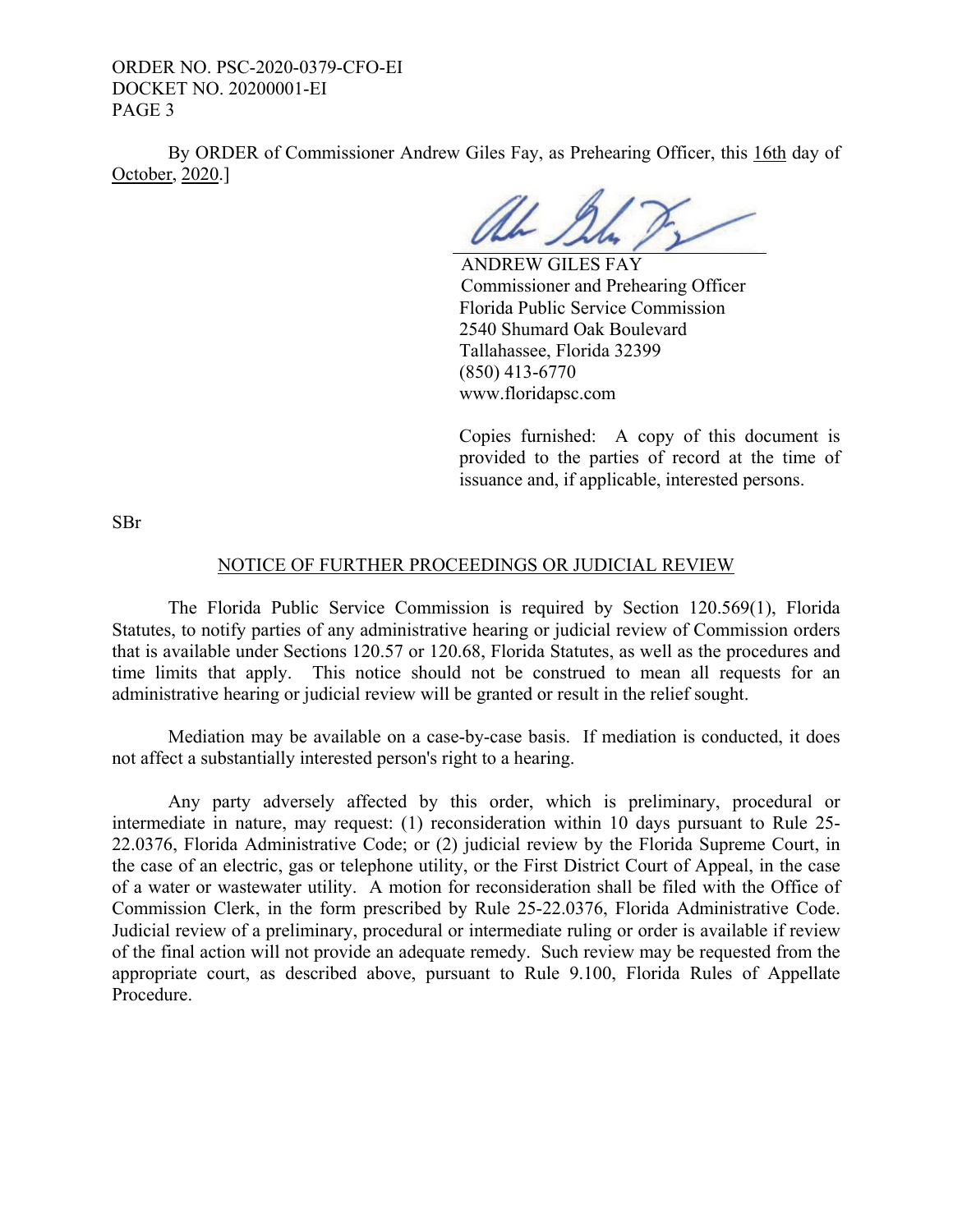By ORDER of Commissioner Andrew Giles Fay, as Prehearing Officer, this 16th day of October, 2020.]

ANDREW GILES FAY
Commissioner and Prehearing Officer
Florida Public Service Commission
2540 Shumard Oak Boulevard
Tallahassee, Florida 32399
(850) 413-6770
www.floridapsc.com

Copies furnished: A copy of this document is provided to the parties of record at the time of issuance and, if applicable, interested persons.

SBr

NOTICE OF FURTHER PROCEEDINGS OR JUDICIAL REVIEW

The Florida Public Service Commission is required by Section 120.569(1), Florida Statutes, to notify parties of any administrative hearing or judicial review of Commission orders that is available under Sections 120.57 or 120.68, Florida Statutes, as well as the procedures and time limits that apply. This notice should not be construed to mean all requests for an administrative hearing or judicial review will be granted or result in the relief sought.

Mediation may be available on a case-by-case basis. If mediation is conducted, it does not affect a substantially interested person's right to a hearing.

Any party adversely affected by this order, which is preliminary, procedural or intermediate in nature, may request: (1) reconsideration within 10 days pursuant to Rule 25-22.0376, Florida Administrative Code; or (2) judicial review by the Florida Supreme Court, in the case of an electric, gas or telephone utility, or the First District Court of Appeal, in the case of a water or wastewater utility. A motion for reconsideration shall be filed with the Office of Commission Clerk, in the form prescribed by Rule 25-22.0376, Florida Administrative Code. Judicial review of a preliminary, procedural or intermediate ruling or order is available if review of the final action will not provide an adequate remedy. Such review may be requested from the appropriate court, as described above, pursuant to Rule 9.100, Florida Rules of Appellate Procedure.